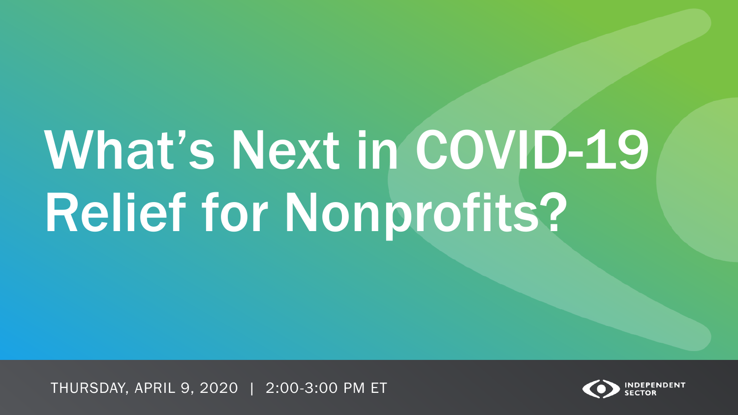# What's Next in COVID-19 Relief for Nonprofits?

THURSDAY, APRIL 9, 2020 | 2:00-3:00 PM ET

INDEPENDENT SECTOR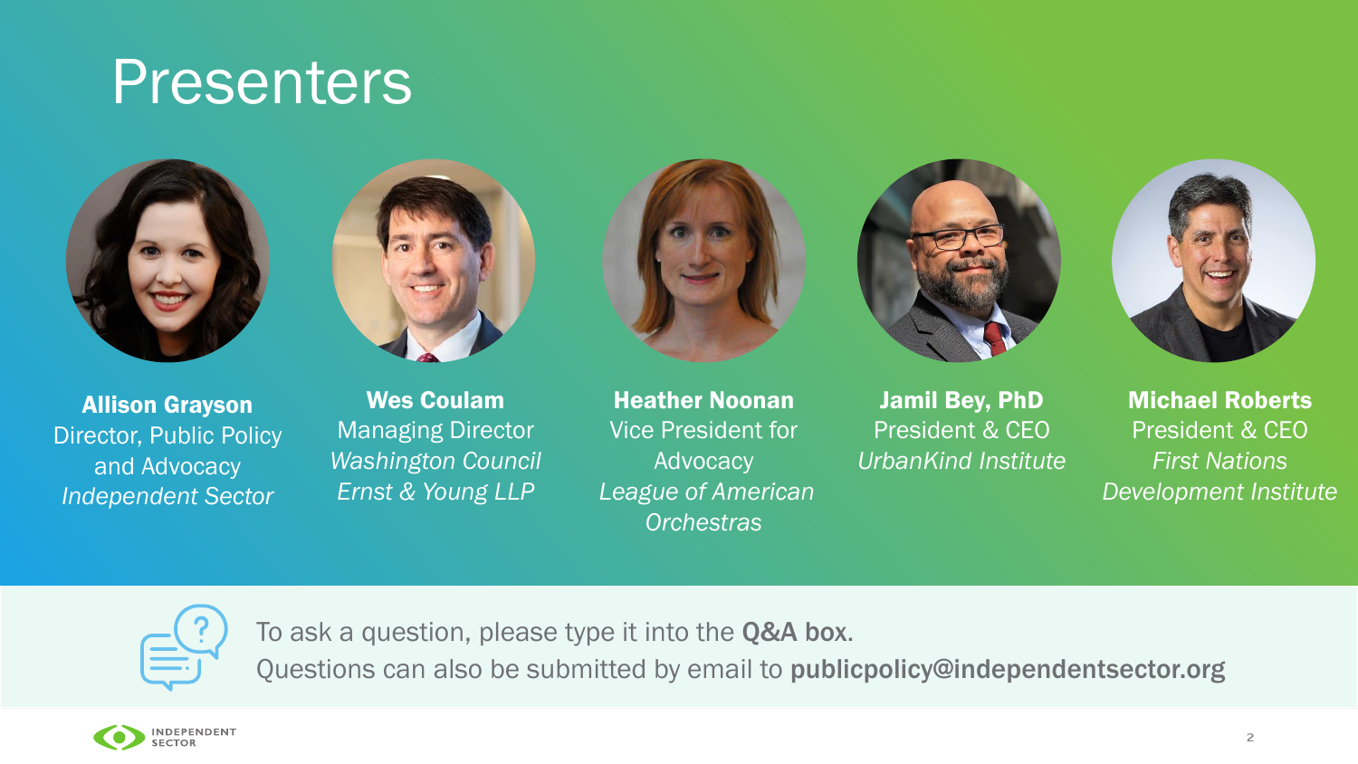# Presenters

**Allison Grayson**
Director, Public Policy and Advocacy
*Independent Sector*

**Wes Coulam**
Managing Director
*Washington Council Ernst & Young LLP*

**Heather Noonan**
Vice President for Advocacy
*League of American Orchestras*

**Jamil Bey, PhD**
President & CEO
*UrbanKind Institute*

**Michael Roberts**
President & CEO
*First Nations Development Institute*

To ask a question, please type it into the **Q&A box.**
Questions can also be submitted by email to **publicpolicy@independentsector.org**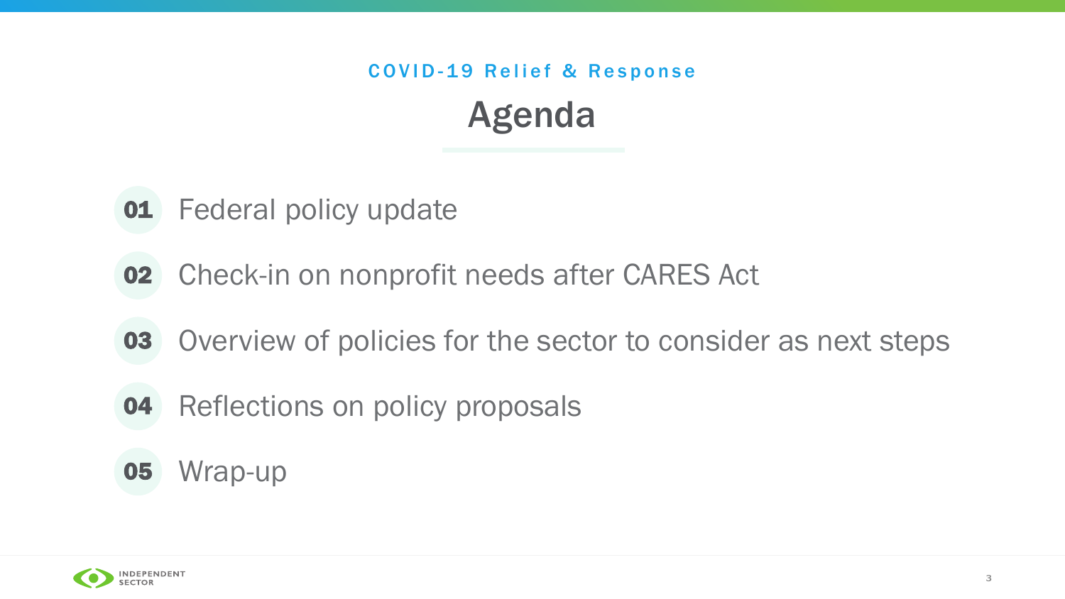COVID-19 Relief & Response

# Agenda

01 Federal policy update

02 Check-in on nonprofit needs after CARES Act

03 Overview of policies for the sector to consider as next steps

04 Reflections on policy proposals

05 Wrap-up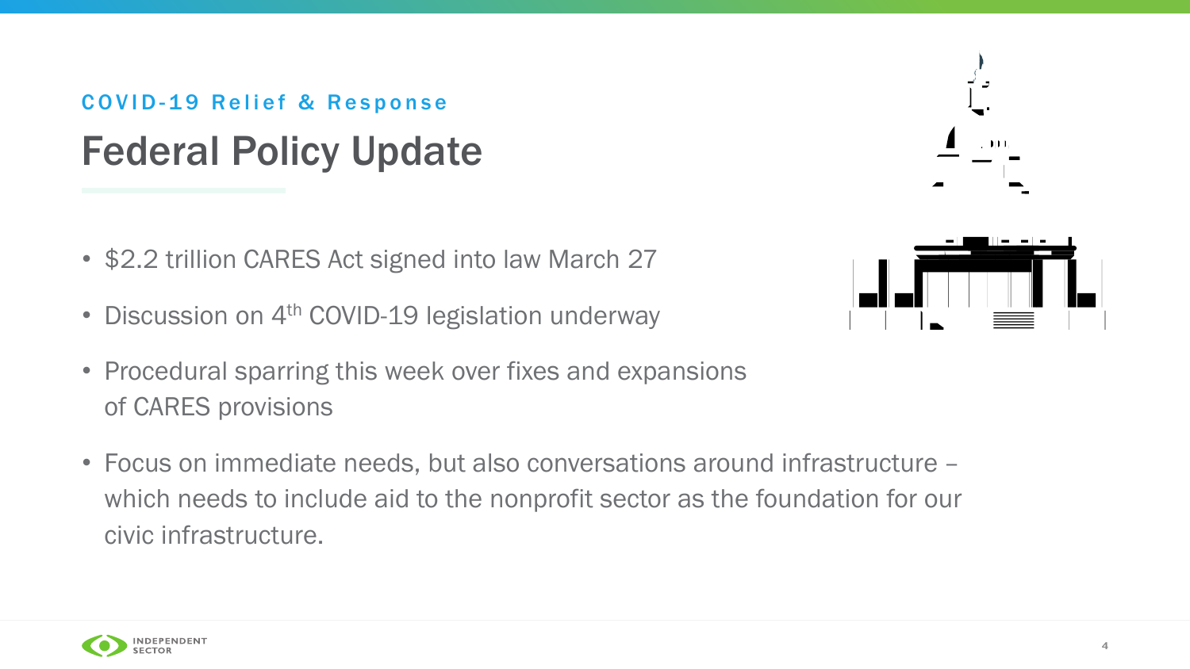COVID-19 Relief & Response

# Federal Policy Update

- $2.2 trillion CARES Act signed into law March 27
- Discussion on 4th COVID-19 legislation underway
- Procedural sparring this week over fixes and expansions of CARES provisions
- Focus on immediate needs, but also conversations around infrastructure – which needs to include aid to the nonprofit sector as the foundation for our civic infrastructure.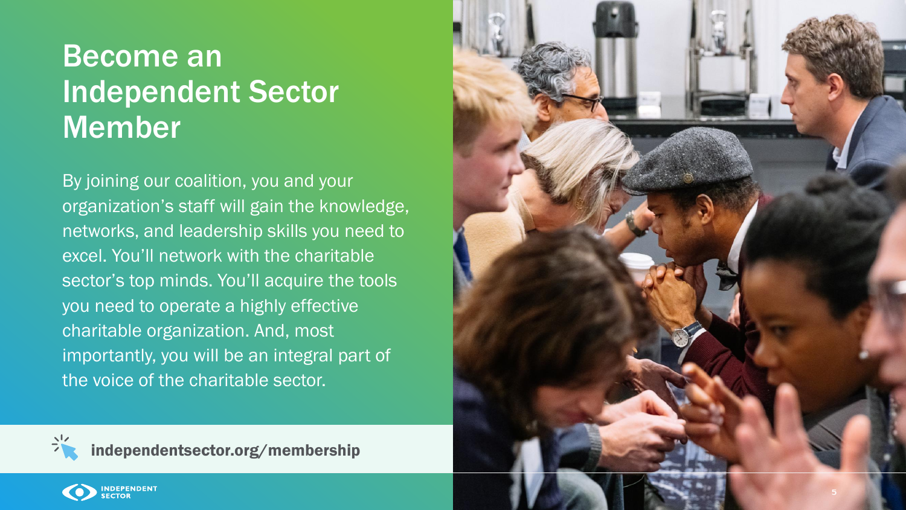# Become an Independent Sector Member

By joining our coalition, you and your organization's staff will gain the knowledge, networks, and leadership skills you need to excel. You'll network with the charitable sector's top minds. You'll acquire the tools you need to operate a highly effective charitable organization. And, most importantly, you will be an integral part of the voice of the charitable sector.

**independentsector.org/membership**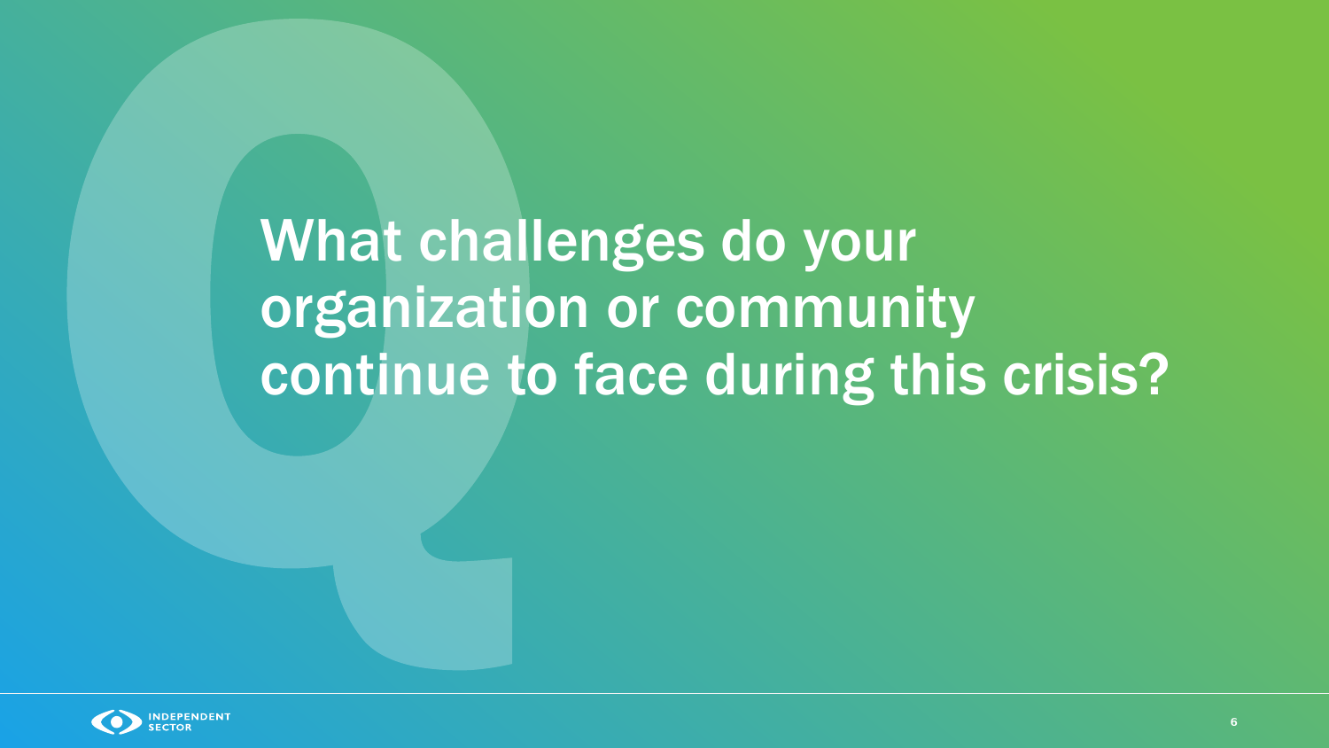# What challenges do your organization or community continue to face during this crisis?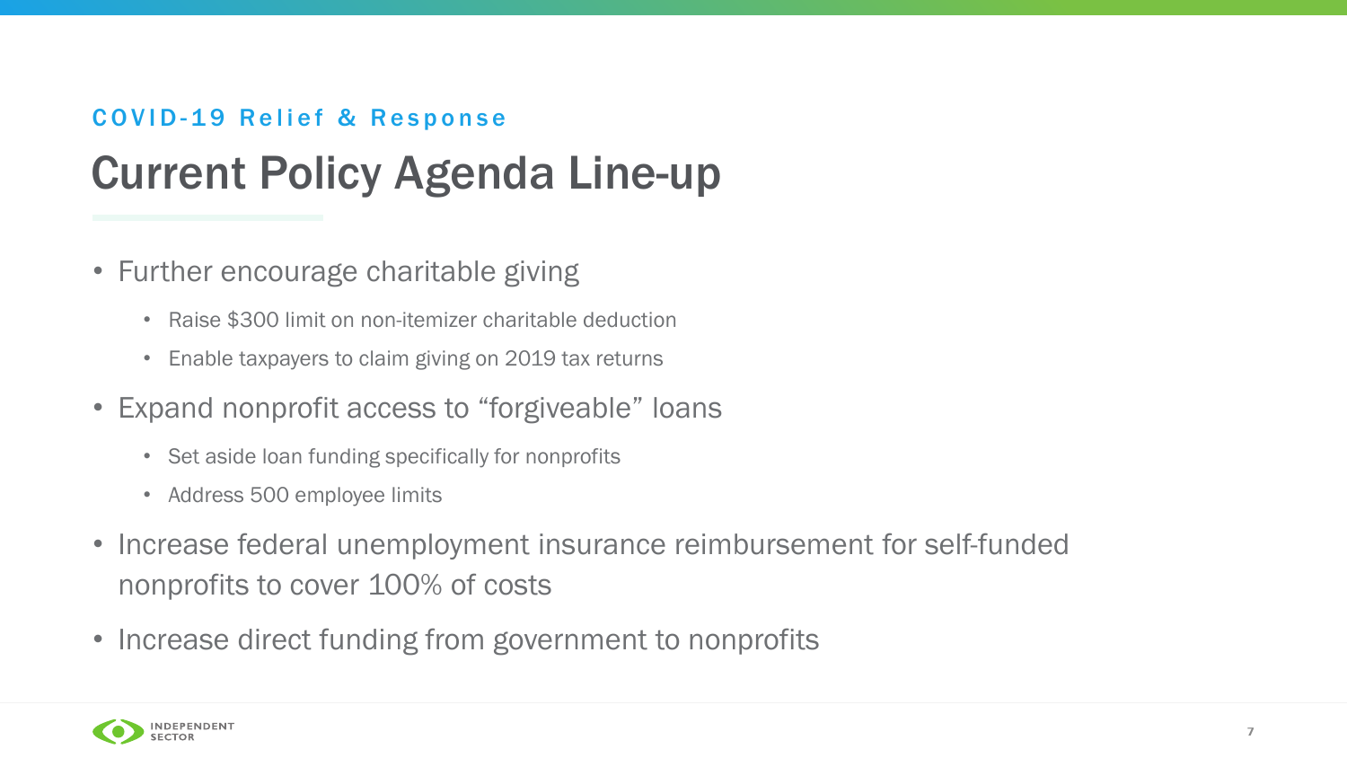COVID-19 Relief & Response

# Current Policy Agenda Line-up

- Further encourage charitable giving
  - Raise $300 limit on non-itemizer charitable deduction
  - Enable taxpayers to claim giving on 2019 tax returns
- Expand nonprofit access to “forgiveable” loans
  - Set aside loan funding specifically for nonprofits
  - Address 500 employee limits
- Increase federal unemployment insurance reimbursement for self-funded nonprofits to cover 100% of costs
- Increase direct funding from government to nonprofits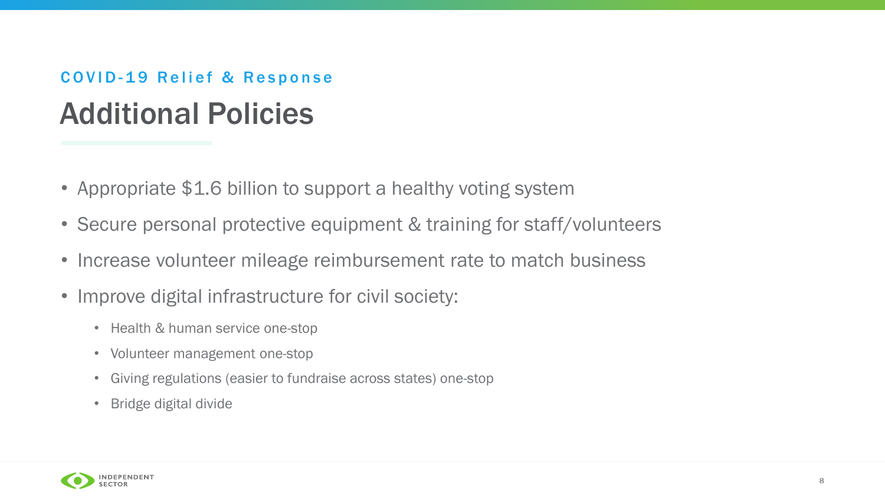COVID-19 Relief & Response

# Additional Policies

- Appropriate $1.6 billion to support a healthy voting system
- Secure personal protective equipment & training for staff/volunteers
- Increase volunteer mileage reimbursement rate to match business
- Improve digital infrastructure for civil society:
  - Health & human service one-stop
  - Volunteer management one-stop
  - Giving regulations (easier to fundraise across states) one-stop
  - Bridge digital divide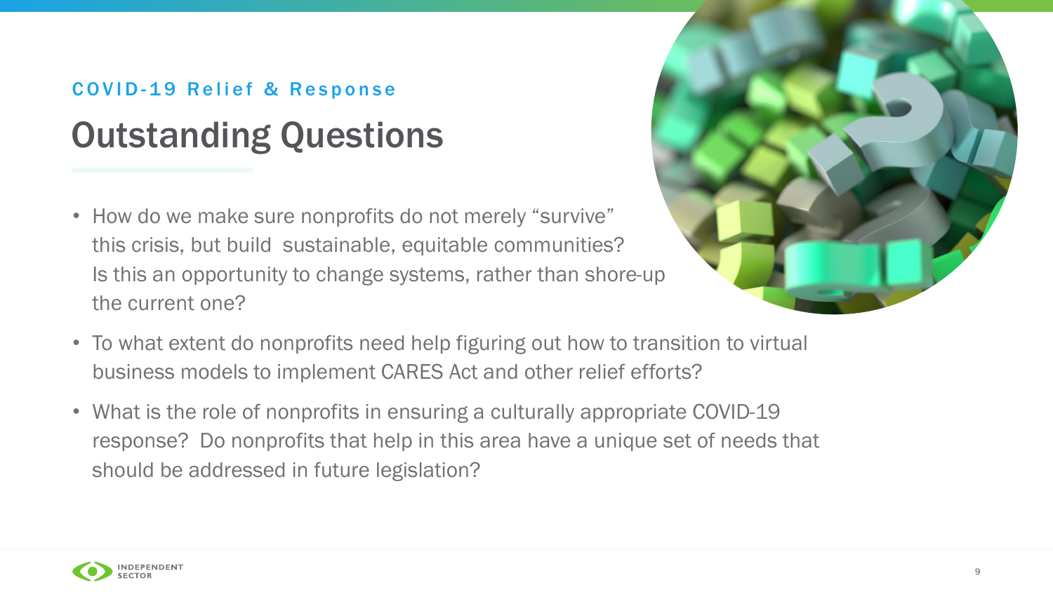COVID-19 Relief & Response

# Outstanding Questions

- How do we make sure nonprofits do not merely "survive" this crisis, but build sustainable, equitable communities? Is this an opportunity to change systems, rather than shore-up the current one?
- To what extent do nonprofits need help figuring out how to transition to virtual business models to implement CARES Act and other relief efforts?
- What is the role of nonprofits in ensuring a culturally appropriate COVID-19 response? Do nonprofits that help in this area have a unique set of needs that should be addressed in future legislation?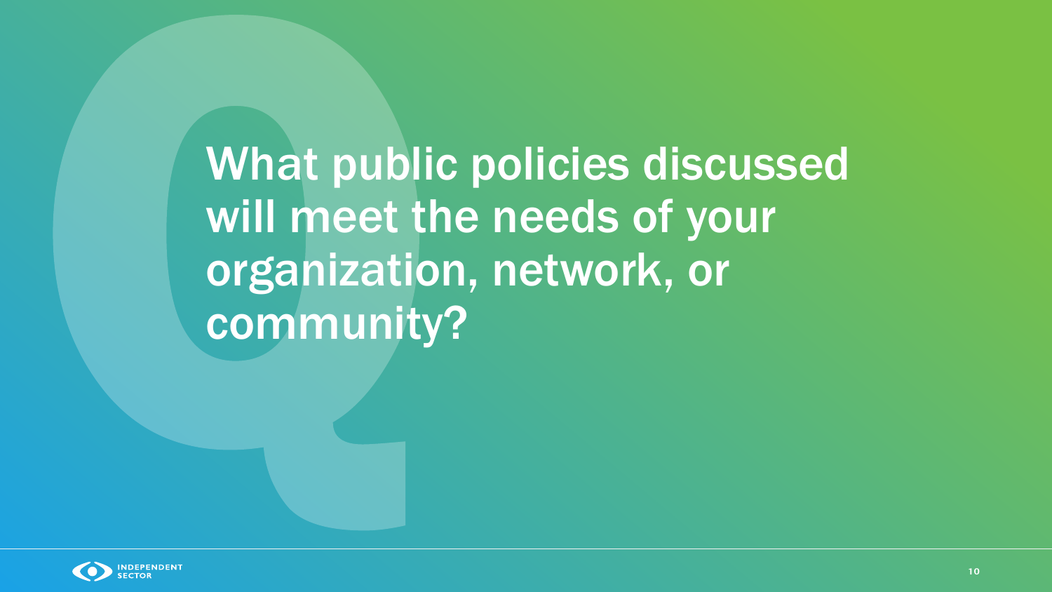# What public policies discussed will meet the needs of your organization, network, or community?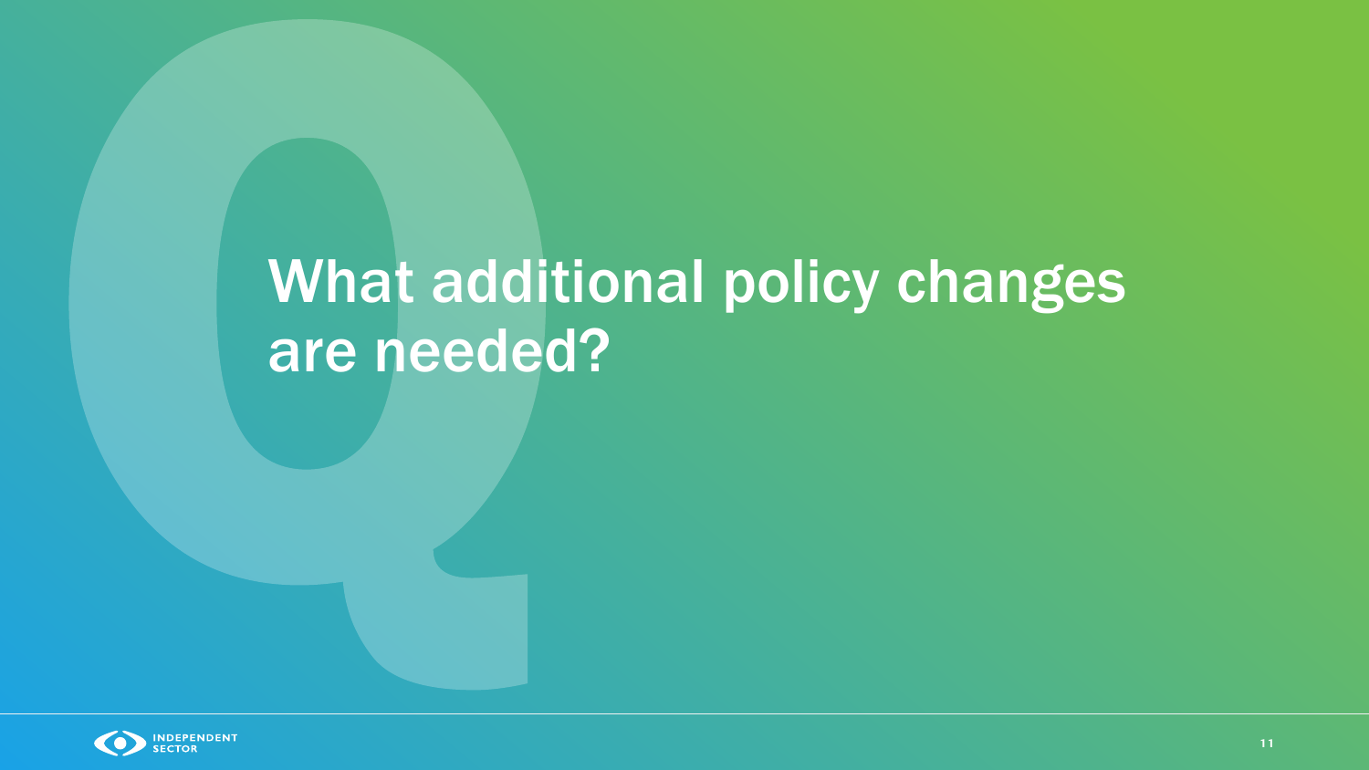# What additional policy changes are needed?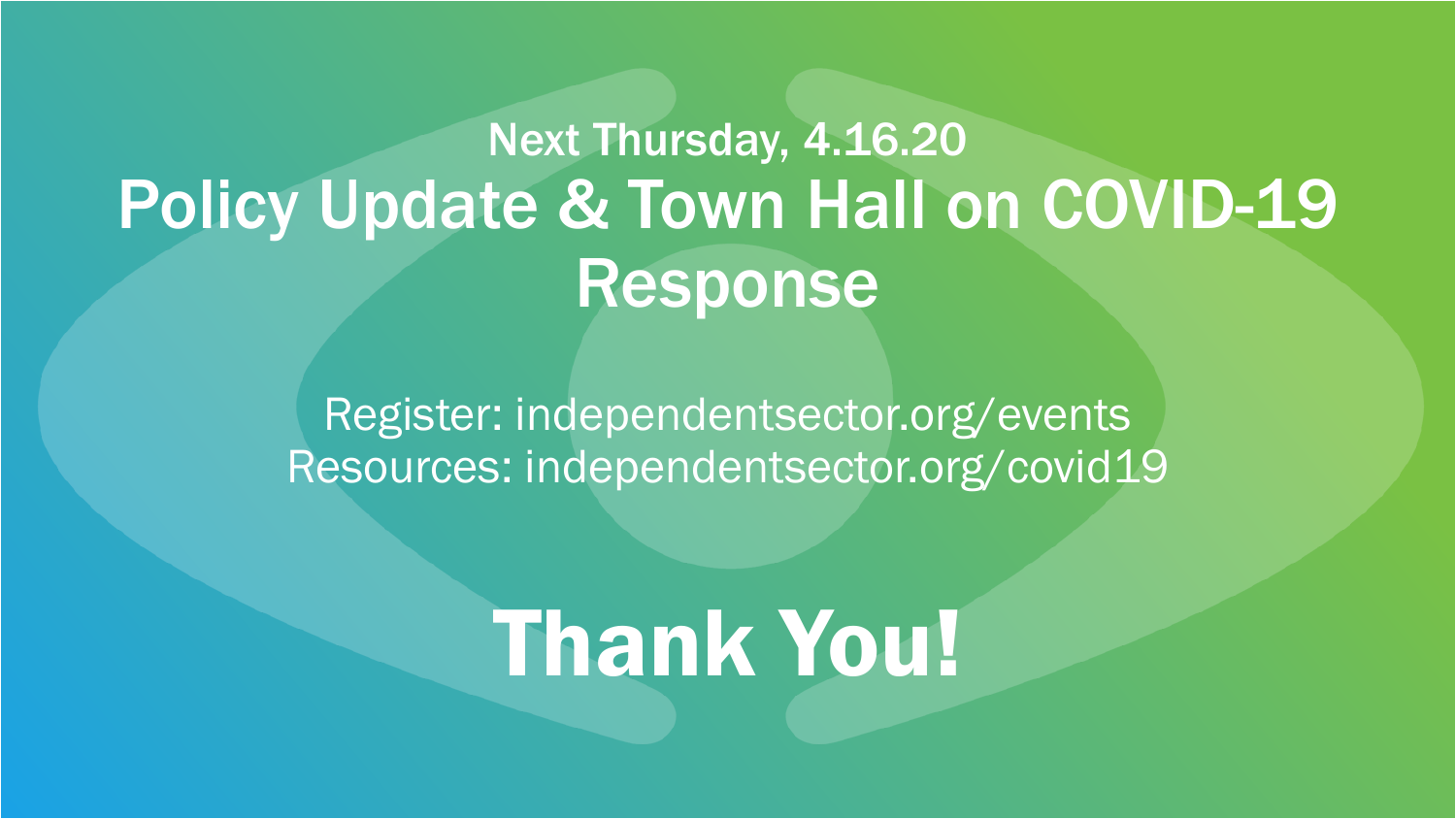Next Thursday, 4.16.20

# Policy Update & Town Hall on COVID-19 Response

Register: independentsector.org/events
Resources: independentsector.org/covid19

# Thank You!